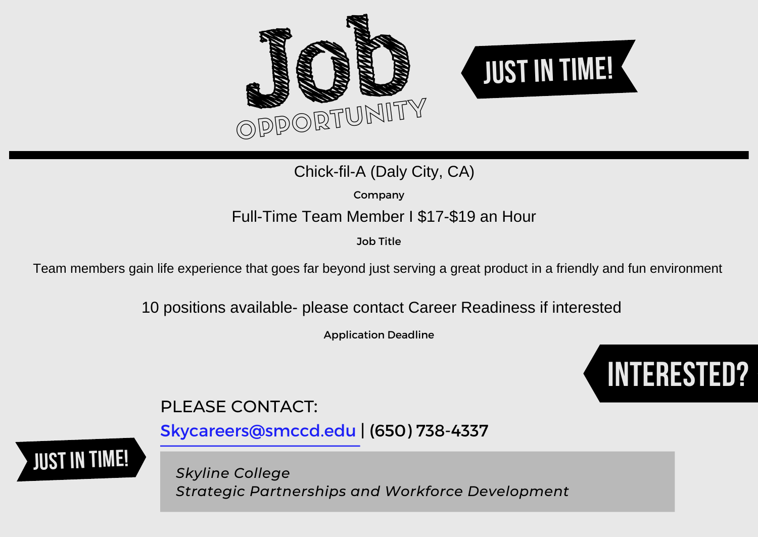# Job OPPORTUNITY

**JUST IN TIME!**

Chick-fil-A (Daly City, CA)

**Company**

Full-Time Team Member I $17-$19 an Hour

**Job Title**

Team members gain life experience that goes far beyond just serving a great product in a friendly and fun environment

10 positions available- please contact Career Readiness if interested

**Application Deadline**

**INTERESTED?**

PLEASE CONTACT:

Skycareers@smccd.edu | (650) 738-4337

**JUST IN TIME!**

*Skyline College*
*Strategic Partnerships and Workforce Development*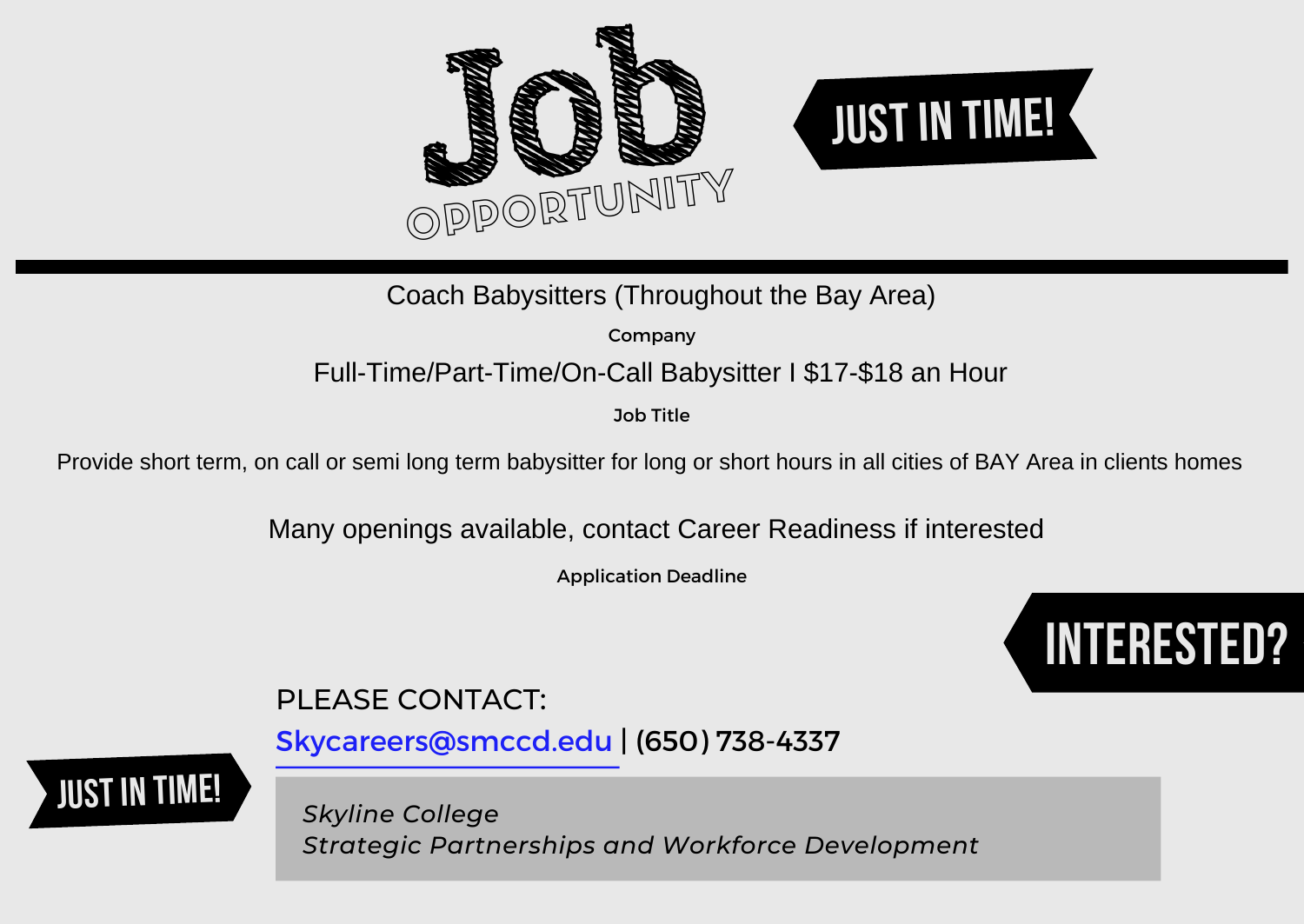# Job OPPORTUNITY

JUST IN TIME!

Coach Babysitters (Throughout the Bay Area)

**Company**

Full-Time/Part-Time/On-Call Babysitter I $17-$18 an Hour

**Job Title**

Provide short term, on call or semi long term babysitter for long or short hours in all cities of BAY Area in clients homes

Many openings available, contact Career Readiness if interested

**Application Deadline**

INTERESTED?

PLEASE CONTACT:

Skycareers@smccd.edu | (650) 738-4337

JUST IN TIME!

*Skyline College*
*Strategic Partnerships and Workforce Development*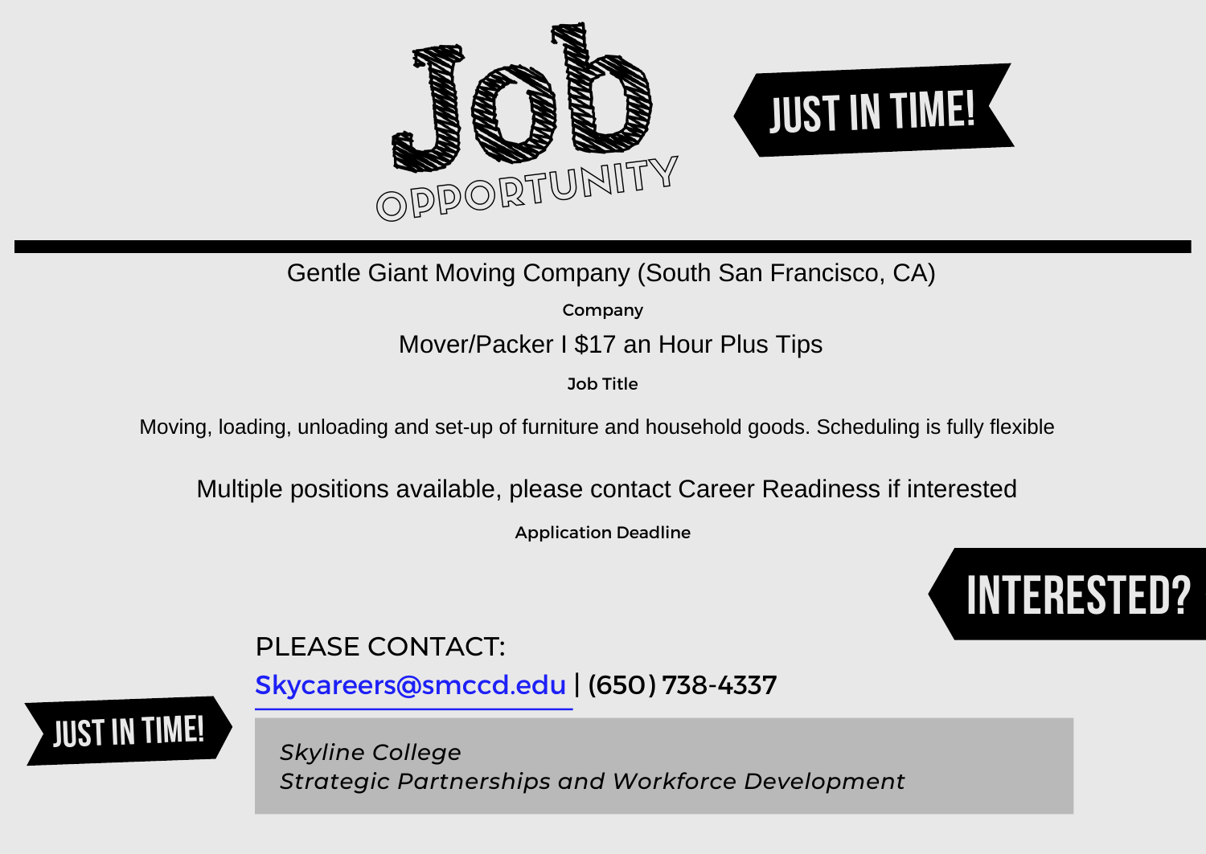# Job OPPORTUNITY

JUST IN TIME!

Gentle Giant Moving Company (South San Francisco, CA)

**Company**

Mover/Packer I $17 an Hour Plus Tips

**Job Title**

Moving, loading, unloading and set-up of furniture and household goods. Scheduling is fully flexible

Multiple positions available, please contact Career Readiness if interested

**Application Deadline**

INTERESTED?

PLEASE CONTACT:

Skycareers@smccd.edu | (650) 738-4337

JUST IN TIME!

*Skyline College*
*Strategic Partnerships and Workforce Development*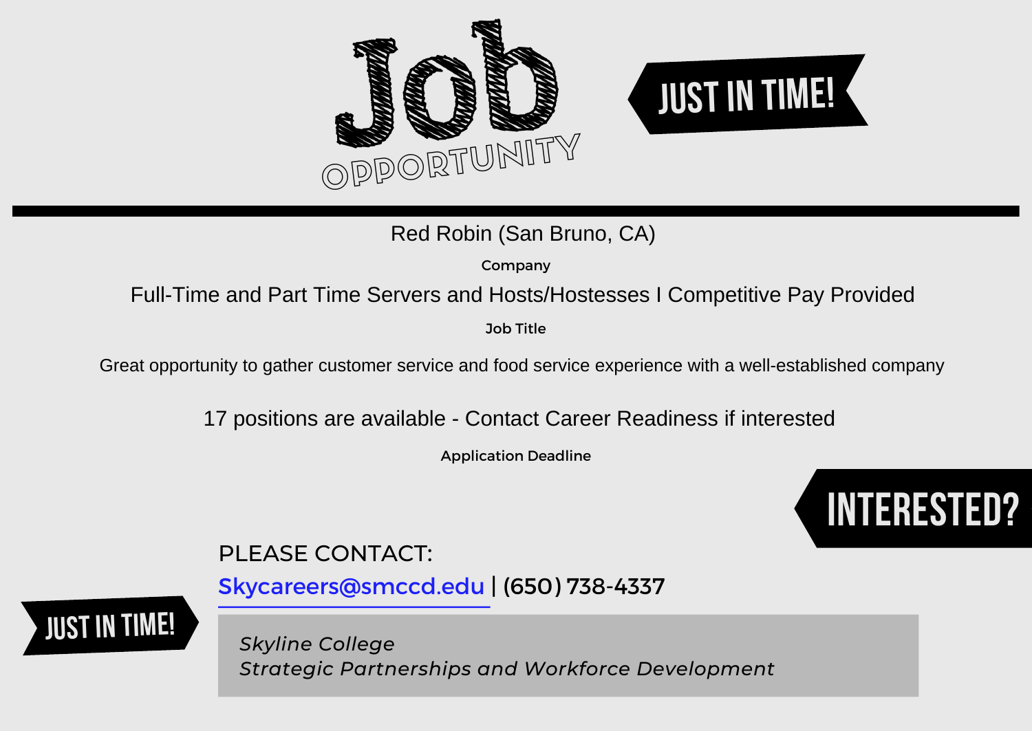# Job OPPORTUNITY

JUST IN TIME!

Red Robin (San Bruno, CA)

**Company**

Full-Time and Part Time Servers and Hosts/Hostesses I Competitive Pay Provided

**Job Title**

Great opportunity to gather customer service and food service experience with a well-established company

17 positions are available - Contact Career Readiness if interested

**Application Deadline**

INTERESTED?

PLEASE CONTACT:

Skycareers@smccd.edu | (650) 738-4337

JUST IN TIME!

*Skyline College*
*Strategic Partnerships and Workforce Development*